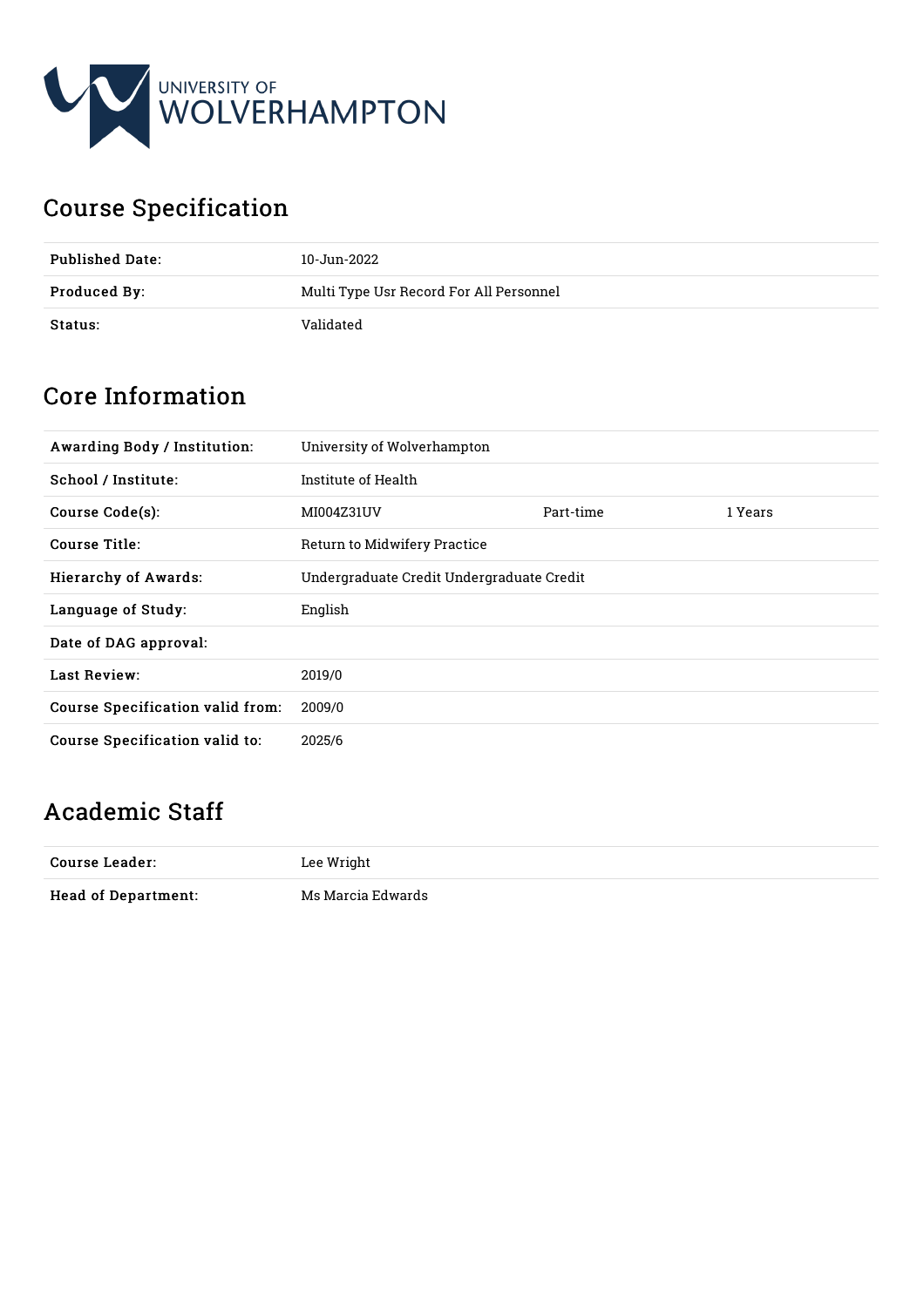UNIVERSITY OF WOLVERHAMPTON

# Course Specification

| | |
|---|---|
| **Published Date:** | 10-Jun-2022 |
| **Produced By:** | Multi Type Usr Record For All Personnel |
| **Status:** | Validated |

## Core Information

| | | | |
|---|---|---|---|
| **Awarding Body / Institution:** | University of Wolverhampton | | |
| **School / Institute:** | Institute of Health | | |
| **Course Code(s):** | MI004Z31UV | Part-time | 1 Years |
| **Course Title:** | Return to Midwifery Practice | | |
| **Hierarchy of Awards:** | Undergraduate Credit Undergraduate Credit | | |
| **Language of Study:** | English | | |
| **Date of DAG approval:** | | | |
| **Last Review:** | 2019/0 | | |
| **Course Specification valid from:** | 2009/0 | | |
| **Course Specification valid to:** | 2025/6 | | |

## Academic Staff

| | |
|---|---|
| **Course Leader:** | Lee Wright |
| **Head of Department:** | Ms Marcia Edwards |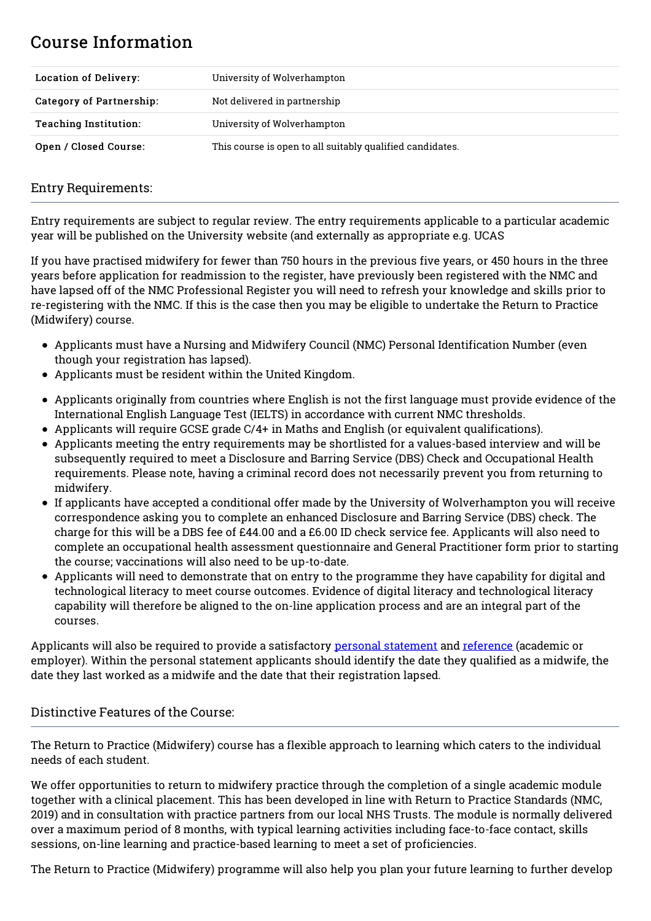## Course Information

| Location of Delivery: | University of Wolverhampton |
| --- | --- |
| Category of Partnership: | Not delivered in partnership |
| Teaching Institution: | University of Wolverhampton |
| Open / Closed Course: | This course is open to all suitably qualified candidates. |

### Entry Requirements:

Entry requirements are subject to regular review. The entry requirements applicable to a particular academic year will be published on the University website (and externally as appropriate e.g. UCAS

If you have practised midwifery for fewer than 750 hours in the previous five years, or 450 hours in the three years before application for readmission to the register, have previously been registered with the NMC and have lapsed off of the NMC Professional Register you will need to refresh your knowledge and skills prior to re-registering with the NMC. If this is the case then you may be eligible to undertake the Return to Practice (Midwifery) course.

- Applicants must have a Nursing and Midwifery Council (NMC) Personal Identification Number (even though your registration has lapsed).
- Applicants must be resident within the United Kingdom.
- Applicants originally from countries where English is not the first language must provide evidence of the International English Language Test (IELTS) in accordance with current NMC thresholds.
- Applicants will require GCSE grade C/4+ in Maths and English (or equivalent qualifications).
- Applicants meeting the entry requirements may be shortlisted for a values-based interview and will be subsequently required to meet a Disclosure and Barring Service (DBS) Check and Occupational Health requirements. Please note, having a criminal record does not necessarily prevent you from returning to midwifery.
- If applicants have accepted a conditional offer made by the University of Wolverhampton you will receive correspondence asking you to complete an enhanced Disclosure and Barring Service (DBS) check. The charge for this will be a DBS fee of £44.00 and a £6.00 ID check service fee. Applicants will also need to complete an occupational health assessment questionnaire and General Practitioner form prior to starting the course; vaccinations will also need to be up-to-date.
- Applicants will need to demonstrate that on entry to the programme they have capability for digital and technological literacy to meet course outcomes. Evidence of digital literacy and technological literacy capability will therefore be aligned to the on-line application process and are an integral part of the courses.

Applicants will also be required to provide a satisfactory personal statement and reference (academic or employer). Within the personal statement applicants should identify the date they qualified as a midwife, the date they last worked as a midwife and the date that their registration lapsed.

### Distinctive Features of the Course:

The Return to Practice (Midwifery) course has a flexible approach to learning which caters to the individual needs of each student.

We offer opportunities to return to midwifery practice through the completion of a single academic module together with a clinical placement. This has been developed in line with Return to Practice Standards (NMC, 2019) and in consultation with practice partners from our local NHS Trusts. The module is normally delivered over a maximum period of 8 months, with typical learning activities including face-to-face contact, skills sessions, on-line learning and practice-based learning to meet a set of proficiencies.

The Return to Practice (Midwifery) programme will also help you plan your future learning to further develop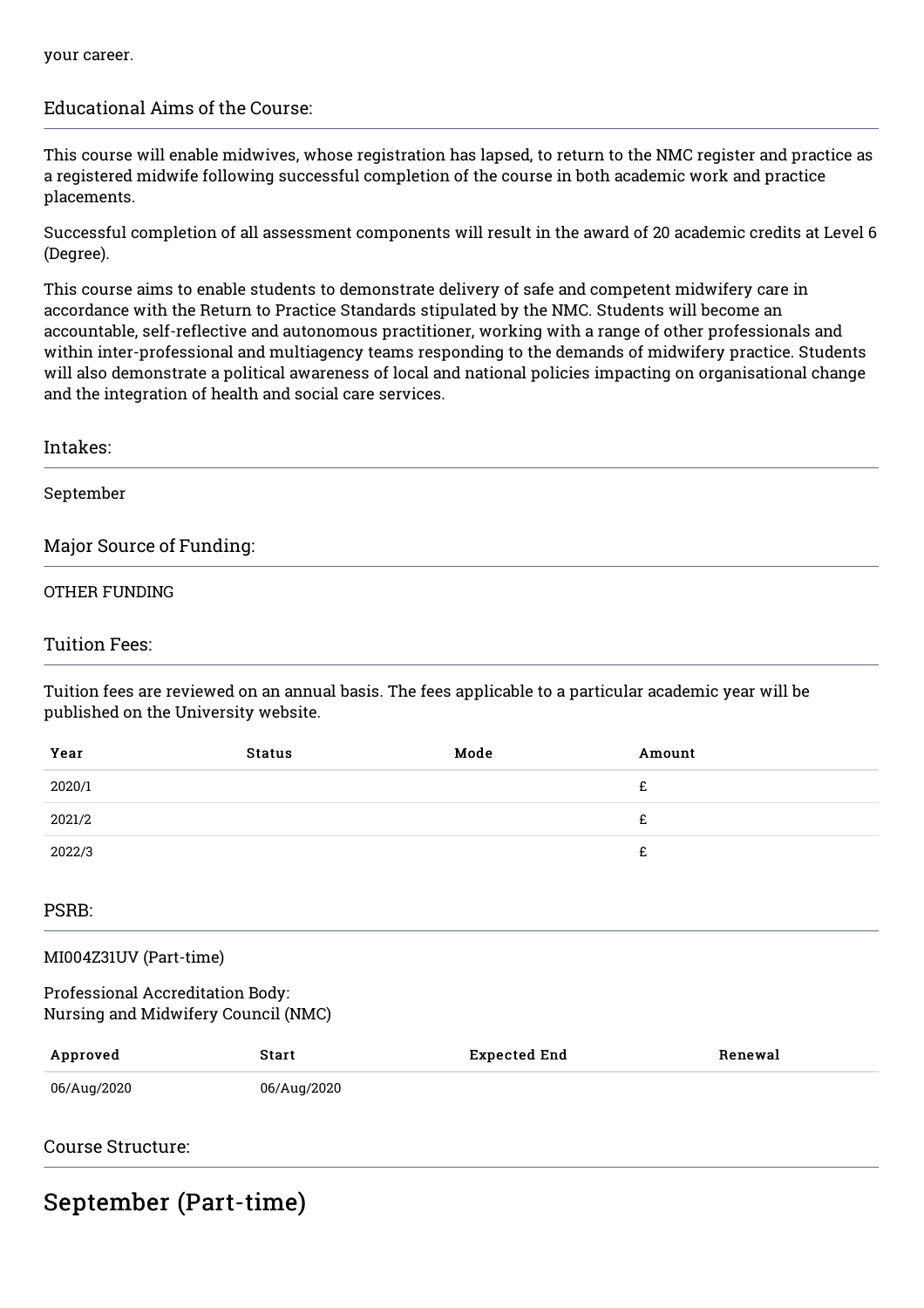your career.

## Educational Aims of the Course:

This course will enable midwives, whose registration has lapsed, to return to the NMC register and practice as a registered midwife following successful completion of the course in both academic work and practice placements.

Successful completion of all assessment components will result in the award of 20 academic credits at Level 6 (Degree).

This course aims to enable students to demonstrate delivery of safe and competent midwifery care in accordance with the Return to Practice Standards stipulated by the NMC. Students will become an accountable, self-reflective and autonomous practitioner, working with a range of other professionals and within inter-professional and multiagency teams responding to the demands of midwifery practice. Students will also demonstrate a political awareness of local and national policies impacting on organisational change and the integration of health and social care services.

## Intakes:

September

## Major Source of Funding:

OTHER FUNDING

## Tuition Fees:

Tuition fees are reviewed on an annual basis. The fees applicable to a particular academic year will be published on the University website.

| Year | Status | Mode | Amount |
| --- | --- | --- | --- |
| 2020/1 | | | £ |
| 2021/2 | | | £ |
| 2022/3 | | | £ |

## PSRB:

MI004Z31UV (Part-time)

Professional Accreditation Body:
Nursing and Midwifery Council (NMC)

| Approved | Start | Expected End | Renewal |
| --- | --- | --- | --- |
| 06/Aug/2020 | 06/Aug/2020 | | |

## Course Structure:

# September (Part-time)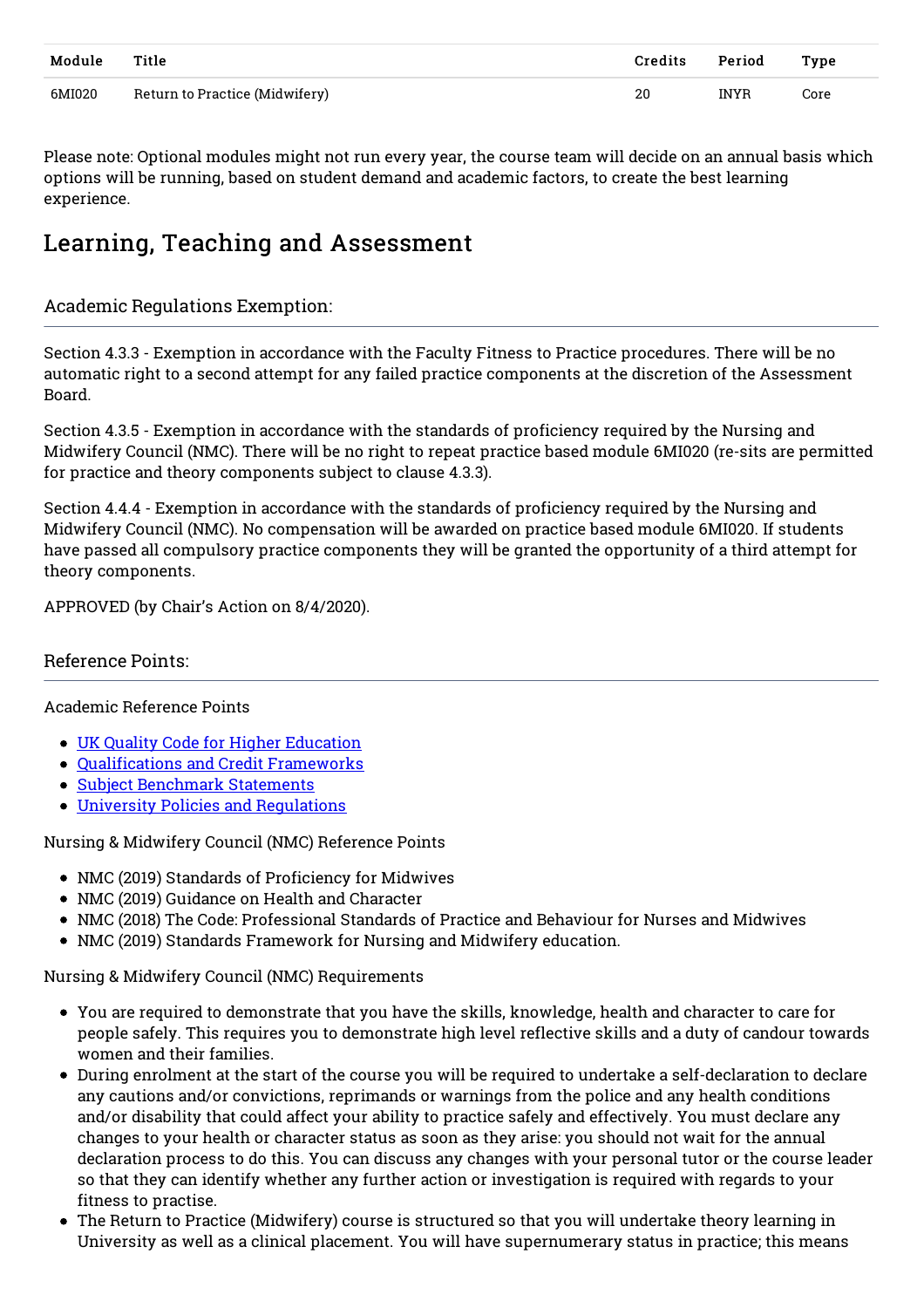| Module | Title | Credits | Period | Type |
|---|---|---|---|---|
| 6MI020 | Return to Practice (Midwifery) | 20 | INYR | Core |

Please note: Optional modules might not run every year, the course team will decide on an annual basis which options will be running, based on student demand and academic factors, to create the best learning experience.

# Learning, Teaching and Assessment

## Academic Regulations Exemption:

Section 4.3.3 - Exemption in accordance with the Faculty Fitness to Practice procedures. There will be no automatic right to a second attempt for any failed practice components at the discretion of the Assessment Board.

Section 4.3.5 - Exemption in accordance with the standards of proficiency required by the Nursing and Midwifery Council (NMC). There will be no right to repeat practice based module 6MI020 (re-sits are permitted for practice and theory components subject to clause 4.3.3).

Section 4.4.4 - Exemption in accordance with the standards of proficiency required by the Nursing and Midwifery Council (NMC). No compensation will be awarded on practice based module 6MI020. If students have passed all compulsory practice components they will be granted the opportunity of a third attempt for theory components.

APPROVED (by Chair's Action on 8/4/2020).

## Reference Points:

Academic Reference Points

- UK Quality Code for Higher Education
- Qualifications and Credit Frameworks
- Subject Benchmark Statements
- University Policies and Regulations

Nursing & Midwifery Council (NMC) Reference Points

- NMC (2019) Standards of Proficiency for Midwives
- NMC (2019) Guidance on Health and Character
- NMC (2018) The Code: Professional Standards of Practice and Behaviour for Nurses and Midwives
- NMC (2019) Standards Framework for Nursing and Midwifery education.

Nursing & Midwifery Council (NMC) Requirements

- You are required to demonstrate that you have the skills, knowledge, health and character to care for people safely. This requires you to demonstrate high level reflective skills and a duty of candour towards women and their families.
- During enrolment at the start of the course you will be required to undertake a self-declaration to declare any cautions and/or convictions, reprimands or warnings from the police and any health conditions and/or disability that could affect your ability to practice safely and effectively. You must declare any changes to your health or character status as soon as they arise: you should not wait for the annual declaration process to do this. You can discuss any changes with your personal tutor or the course leader so that they can identify whether any further action or investigation is required with regards to your fitness to practise.
- The Return to Practice (Midwifery) course is structured so that you will undertake theory learning in University as well as a clinical placement. You will have supernumerary status in practice; this means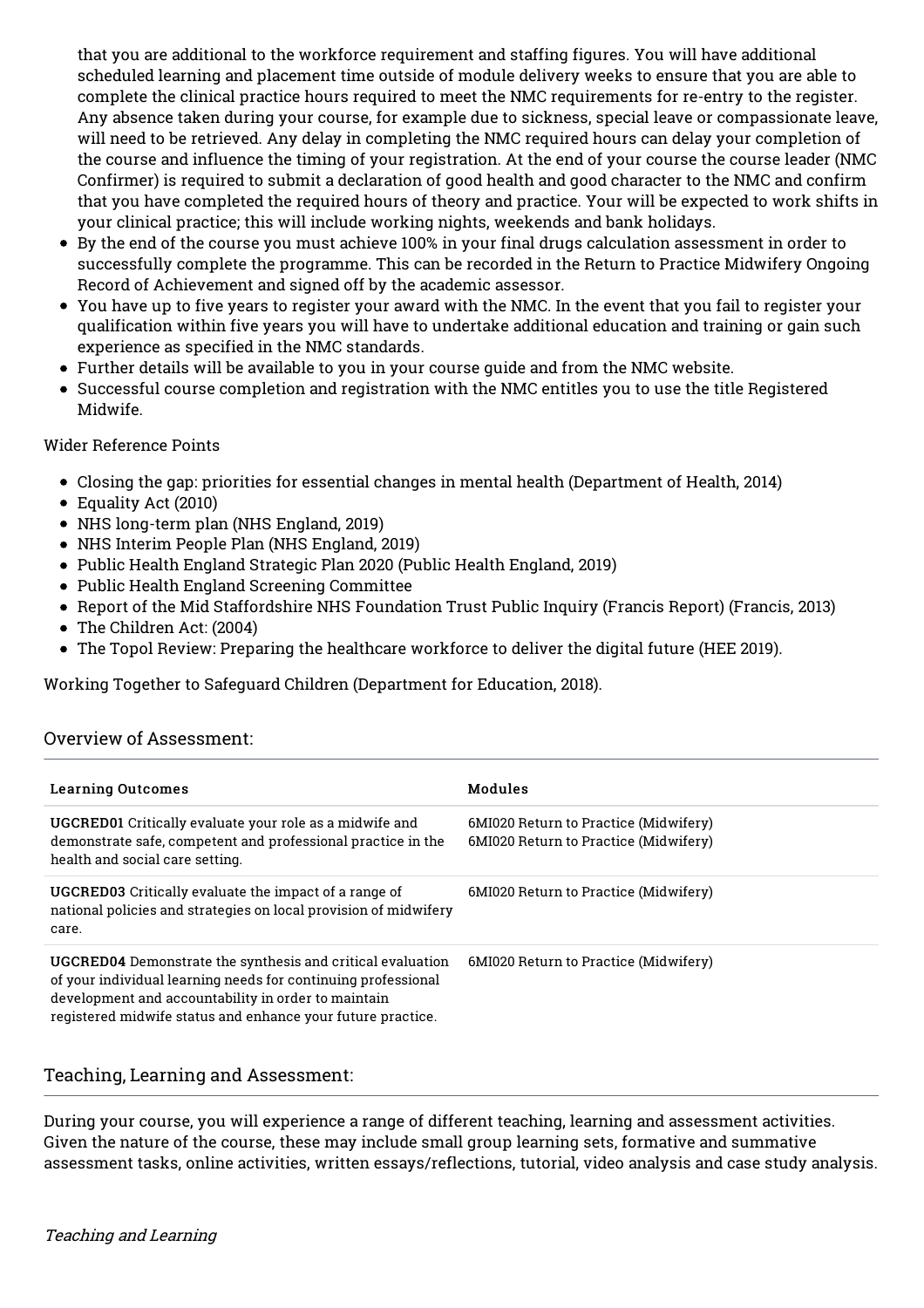that you are additional to the workforce requirement and staffing figures. You will have additional scheduled learning and placement time outside of module delivery weeks to ensure that you are able to complete the clinical practice hours required to meet the NMC requirements for re-entry to the register. Any absence taken during your course, for example due to sickness, special leave or compassionate leave, will need to be retrieved. Any delay in completing the NMC required hours can delay your completion of the course and influence the timing of your registration. At the end of your course the course leader (NMC Confirmer) is required to submit a declaration of good health and good character to the NMC and confirm that you have completed the required hours of theory and practice. Your will be expected to work shifts in your clinical practice; this will include working nights, weekends and bank holidays.

- By the end of the course you must achieve 100% in your final drugs calculation assessment in order to successfully complete the programme. This can be recorded in the Return to Practice Midwifery Ongoing Record of Achievement and signed off by the academic assessor.
- You have up to five years to register your award with the NMC. In the event that you fail to register your qualification within five years you will have to undertake additional education and training or gain such experience as specified in the NMC standards.
- Further details will be available to you in your course guide and from the NMC website.
- Successful course completion and registration with the NMC entitles you to use the title Registered Midwife.

Wider Reference Points

- Closing the gap: priorities for essential changes in mental health (Department of Health, 2014)
- Equality Act (2010)
- NHS long-term plan (NHS England, 2019)
- NHS Interim People Plan (NHS England, 2019)
- Public Health England Strategic Plan 2020 (Public Health England, 2019)
- Public Health England Screening Committee
- Report of the Mid Staffordshire NHS Foundation Trust Public Inquiry (Francis Report) (Francis, 2013)
- The Children Act: (2004)
- The Topol Review: Preparing the healthcare workforce to deliver the digital future (HEE 2019).

Working Together to Safeguard Children (Department for Education, 2018).

## Overview of Assessment:

| Learning Outcomes | Modules |
| --- | --- |
| **UGCRED01** Critically evaluate your role as a midwife and demonstrate safe, competent and professional practice in the health and social care setting. | 6MI020 Return to Practice (Midwifery)<br>6MI020 Return to Practice (Midwifery) |
| **UGCRED03** Critically evaluate the impact of a range of national policies and strategies on local provision of midwifery care. | 6MI020 Return to Practice (Midwifery) |
| **UGCRED04** Demonstrate the synthesis and critical evaluation of your individual learning needs for continuing professional development and accountability in order to maintain registered midwife status and enhance your future practice. | 6MI020 Return to Practice (Midwifery) |

## Teaching, Learning and Assessment:

During your course, you will experience a range of different teaching, learning and assessment activities. Given the nature of the course, these may include small group learning sets, formative and summative assessment tasks, online activities, written essays/reflections, tutorial, video analysis and case study analysis.

*Teaching and Learning*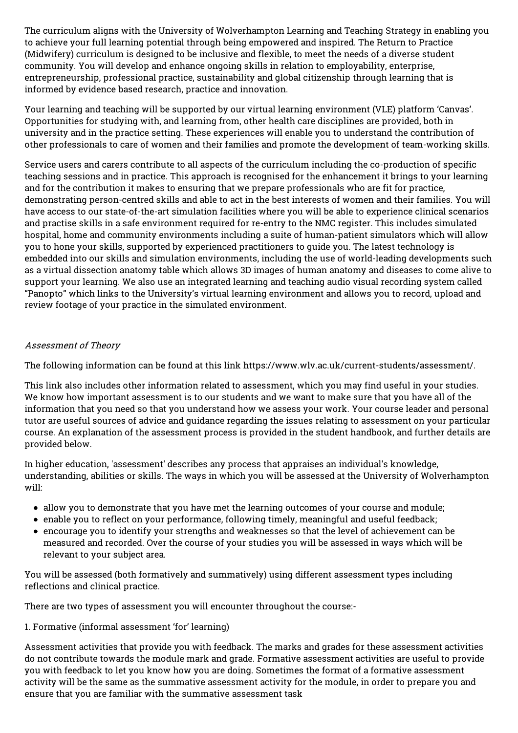The curriculum aligns with the University of Wolverhampton Learning and Teaching Strategy in enabling you to achieve your full learning potential through being empowered and inspired. The Return to Practice (Midwifery) curriculum is designed to be inclusive and flexible, to meet the needs of a diverse student community. You will develop and enhance ongoing skills in relation to employability, enterprise, entrepreneurship, professional practice, sustainability and global citizenship through learning that is informed by evidence based research, practice and innovation.

Your learning and teaching will be supported by our virtual learning environment (VLE) platform 'Canvas'. Opportunities for studying with, and learning from, other health care disciplines are provided, both in university and in the practice setting. These experiences will enable you to understand the contribution of other professionals to care of women and their families and promote the development of team-working skills.

Service users and carers contribute to all aspects of the curriculum including the co-production of specific teaching sessions and in practice. This approach is recognised for the enhancement it brings to your learning and for the contribution it makes to ensuring that we prepare professionals who are fit for practice, demonstrating person-centred skills and able to act in the best interests of women and their families. You will have access to our state-of-the-art simulation facilities where you will be able to experience clinical scenarios and practise skills in a safe environment required for re-entry to the NMC register. This includes simulated hospital, home and community environments including a suite of human-patient simulators which will allow you to hone your skills, supported by experienced practitioners to guide you. The latest technology is embedded into our skills and simulation environments, including the use of world-leading developments such as a virtual dissection anatomy table which allows 3D images of human anatomy and diseases to come alive to support your learning. We also use an integrated learning and teaching audio visual recording system called "Panopto" which links to the University's virtual learning environment and allows you to record, upload and review footage of your practice in the simulated environment.

*Assessment of Theory*

The following information can be found at this link https://www.wlv.ac.uk/current-students/assessment/.

This link also includes other information related to assessment, which you may find useful in your studies. We know how important assessment is to our students and we want to make sure that you have all of the information that you need so that you understand how we assess your work. Your course leader and personal tutor are useful sources of advice and guidance regarding the issues relating to assessment on your particular course. An explanation of the assessment process is provided in the student handbook, and further details are provided below.

In higher education, 'assessment' describes any process that appraises an individual's knowledge, understanding, abilities or skills. The ways in which you will be assessed at the University of Wolverhampton will:

- allow you to demonstrate that you have met the learning outcomes of your course and module;
- enable you to reflect on your performance, following timely, meaningful and useful feedback;
- encourage you to identify your strengths and weaknesses so that the level of achievement can be measured and recorded. Over the course of your studies you will be assessed in ways which will be relevant to your subject area.

You will be assessed (both formatively and summatively) using different assessment types including reflections and clinical practice.

There are two types of assessment you will encounter throughout the course:-

1. Formative (informal assessment 'for' learning)

Assessment activities that provide you with feedback. The marks and grades for these assessment activities do not contribute towards the module mark and grade. Formative assessment activities are useful to provide you with feedback to let you know how you are doing. Sometimes the format of a formative assessment activity will be the same as the summative assessment activity for the module, in order to prepare you and ensure that you are familiar with the summative assessment task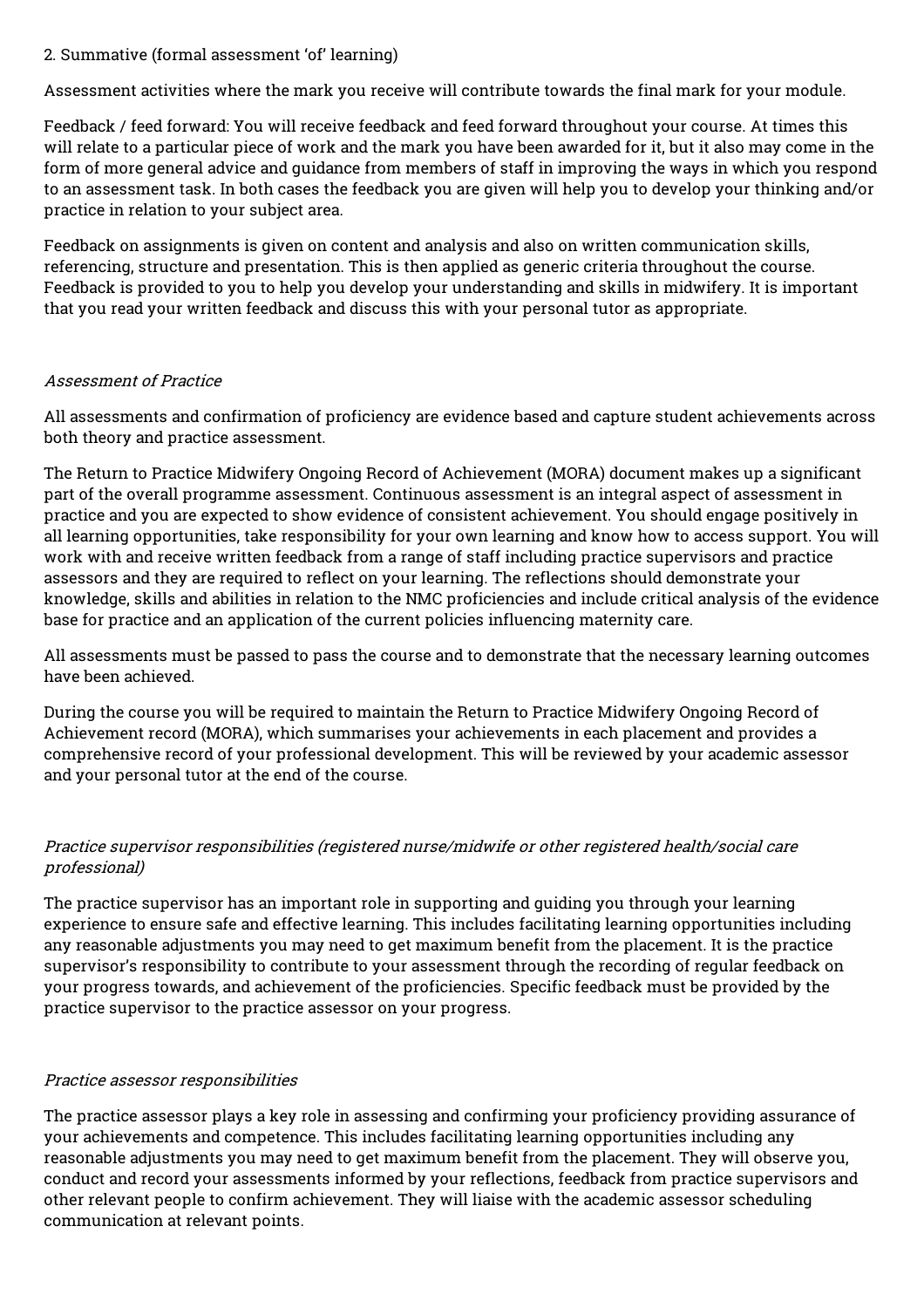2. Summative (formal assessment 'of' learning)

Assessment activities where the mark you receive will contribute towards the final mark for your module.

Feedback / feed forward: You will receive feedback and feed forward throughout your course. At times this will relate to a particular piece of work and the mark you have been awarded for it, but it also may come in the form of more general advice and guidance from members of staff in improving the ways in which you respond to an assessment task. In both cases the feedback you are given will help you to develop your thinking and/or practice in relation to your subject area.

Feedback on assignments is given on content and analysis and also on written communication skills, referencing, structure and presentation. This is then applied as generic criteria throughout the course. Feedback is provided to you to help you develop your understanding and skills in midwifery. It is important that you read your written feedback and discuss this with your personal tutor as appropriate.

*Assessment of Practice*

All assessments and confirmation of proficiency are evidence based and capture student achievements across both theory and practice assessment.

The Return to Practice Midwifery Ongoing Record of Achievement (MORA) document makes up a significant part of the overall programme assessment. Continuous assessment is an integral aspect of assessment in practice and you are expected to show evidence of consistent achievement. You should engage positively in all learning opportunities, take responsibility for your own learning and know how to access support. You will work with and receive written feedback from a range of staff including practice supervisors and practice assessors and they are required to reflect on your learning. The reflections should demonstrate your knowledge, skills and abilities in relation to the NMC proficiencies and include critical analysis of the evidence base for practice and an application of the current policies influencing maternity care.

All assessments must be passed to pass the course and to demonstrate that the necessary learning outcomes have been achieved.

During the course you will be required to maintain the Return to Practice Midwifery Ongoing Record of Achievement record (MORA), which summarises your achievements in each placement and provides a comprehensive record of your professional development. This will be reviewed by your academic assessor and your personal tutor at the end of the course.

*Practice supervisor responsibilities (registered nurse/midwife or other registered health/social care professional)*

The practice supervisor has an important role in supporting and guiding you through your learning experience to ensure safe and effective learning. This includes facilitating learning opportunities including any reasonable adjustments you may need to get maximum benefit from the placement. It is the practice supervisor's responsibility to contribute to your assessment through the recording of regular feedback on your progress towards, and achievement of the proficiencies. Specific feedback must be provided by the practice supervisor to the practice assessor on your progress.

*Practice assessor responsibilities*

The practice assessor plays a key role in assessing and confirming your proficiency providing assurance of your achievements and competence. This includes facilitating learning opportunities including any reasonable adjustments you may need to get maximum benefit from the placement. They will observe you, conduct and record your assessments informed by your reflections, feedback from practice supervisors and other relevant people to confirm achievement. They will liaise with the academic assessor scheduling communication at relevant points.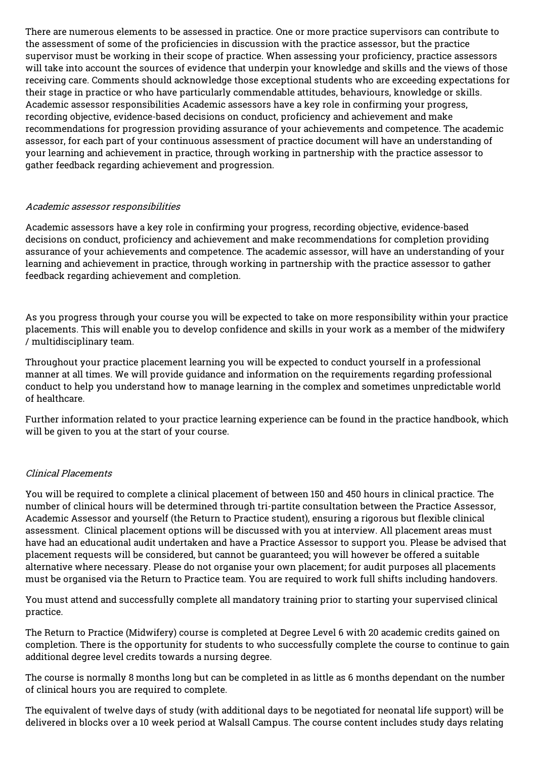There are numerous elements to be assessed in practice. One or more practice supervisors can contribute to the assessment of some of the proficiencies in discussion with the practice assessor, but the practice supervisor must be working in their scope of practice. When assessing your proficiency, practice assessors will take into account the sources of evidence that underpin your knowledge and skills and the views of those receiving care. Comments should acknowledge those exceptional students who are exceeding expectations for their stage in practice or who have particularly commendable attitudes, behaviours, knowledge or skills. Academic assessor responsibilities Academic assessors have a key role in confirming your progress, recording objective, evidence-based decisions on conduct, proficiency and achievement and make recommendations for progression providing assurance of your achievements and competence. The academic assessor, for each part of your continuous assessment of practice document will have an understanding of your learning and achievement in practice, through working in partnership with the practice assessor to gather feedback regarding achievement and progression.

*Academic assessor responsibilities*

Academic assessors have a key role in confirming your progress, recording objective, evidence-based decisions on conduct, proficiency and achievement and make recommendations for completion providing assurance of your achievements and competence. The academic assessor, will have an understanding of your learning and achievement in practice, through working in partnership with the practice assessor to gather feedback regarding achievement and completion.

As you progress through your course you will be expected to take on more responsibility within your practice placements. This will enable you to develop confidence and skills in your work as a member of the midwifery / multidisciplinary team.

Throughout your practice placement learning you will be expected to conduct yourself in a professional manner at all times. We will provide guidance and information on the requirements regarding professional conduct to help you understand how to manage learning in the complex and sometimes unpredictable world of healthcare.

Further information related to your practice learning experience can be found in the practice handbook, which will be given to you at the start of your course.

*Clinical Placements*

You will be required to complete a clinical placement of between 150 and 450 hours in clinical practice. The number of clinical hours will be determined through tri-partite consultation between the Practice Assessor, Academic Assessor and yourself (the Return to Practice student), ensuring a rigorous but flexible clinical assessment. Clinical placement options will be discussed with you at interview. All placement areas must have had an educational audit undertaken and have a Practice Assessor to support you. Please be advised that placement requests will be considered, but cannot be guaranteed; you will however be offered a suitable alternative where necessary. Please do not organise your own placement; for audit purposes all placements must be organised via the Return to Practice team. You are required to work full shifts including handovers.

You must attend and successfully complete all mandatory training prior to starting your supervised clinical practice.

The Return to Practice (Midwifery) course is completed at Degree Level 6 with 20 academic credits gained on completion. There is the opportunity for students to who successfully complete the course to continue to gain additional degree level credits towards a nursing degree.

The course is normally 8 months long but can be completed in as little as 6 months dependant on the number of clinical hours you are required to complete.

The equivalent of twelve days of study (with additional days to be negotiated for neonatal life support) will be delivered in blocks over a 10 week period at Walsall Campus. The course content includes study days relating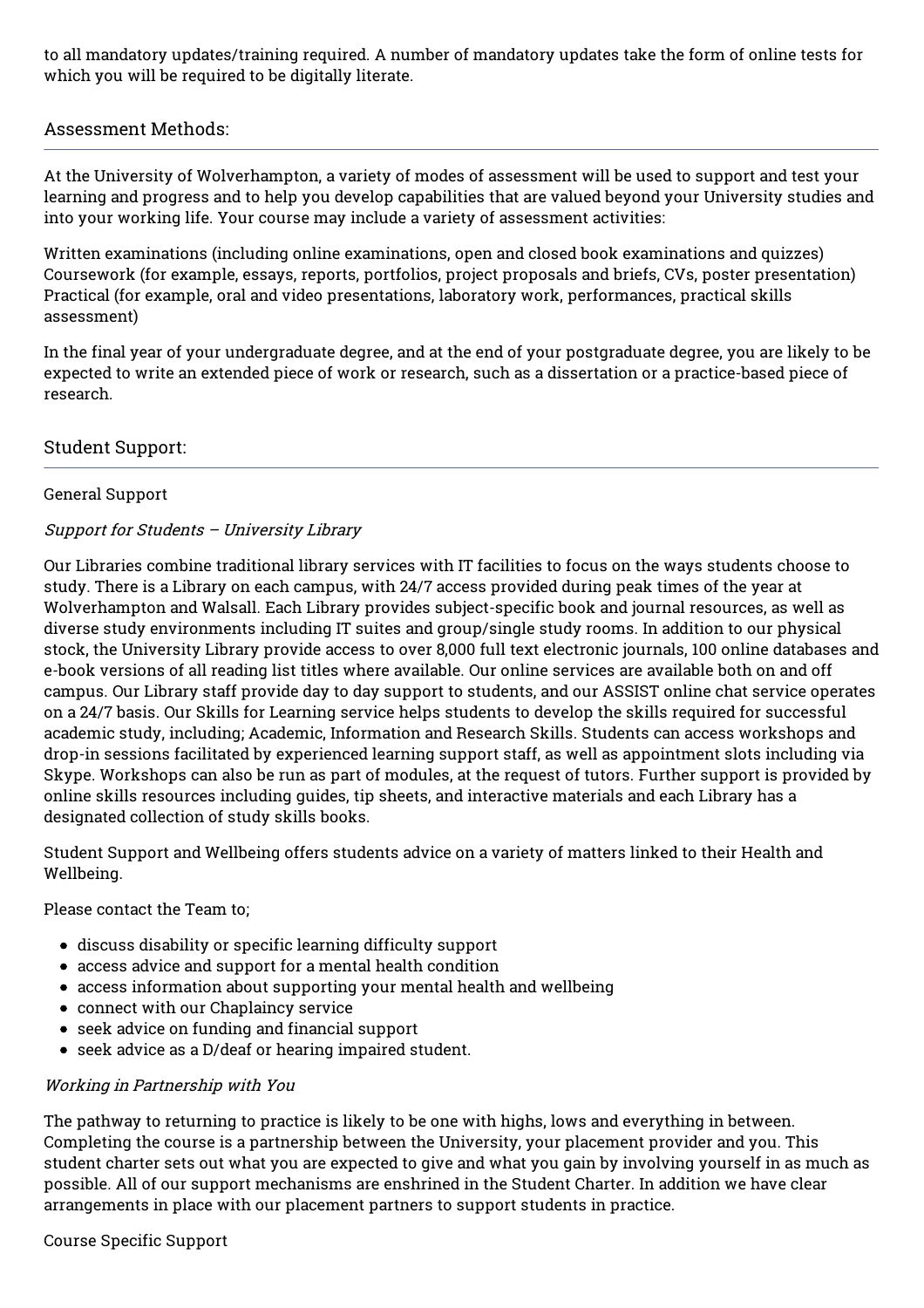to all mandatory updates/training required. A number of mandatory updates take the form of online tests for which you will be required to be digitally literate.

## Assessment Methods:

At the University of Wolverhampton, a variety of modes of assessment will be used to support and test your learning and progress and to help you develop capabilities that are valued beyond your University studies and into your working life. Your course may include a variety of assessment activities:

Written examinations (including online examinations, open and closed book examinations and quizzes)
Coursework (for example, essays, reports, portfolios, project proposals and briefs, CVs, poster presentation)
Practical (for example, oral and video presentations, laboratory work, performances, practical skills assessment)

In the final year of your undergraduate degree, and at the end of your postgraduate degree, you are likely to be expected to write an extended piece of work or research, such as a dissertation or a practice-based piece of research.

## Student Support:

General Support

*Support for Students – University Library*

Our Libraries combine traditional library services with IT facilities to focus on the ways students choose to study. There is a Library on each campus, with 24/7 access provided during peak times of the year at Wolverhampton and Walsall. Each Library provides subject-specific book and journal resources, as well as diverse study environments including IT suites and group/single study rooms. In addition to our physical stock, the University Library provide access to over 8,000 full text electronic journals, 100 online databases and e-book versions of all reading list titles where available. Our online services are available both on and off campus. Our Library staff provide day to day support to students, and our ASSIST online chat service operates on a 24/7 basis. Our Skills for Learning service helps students to develop the skills required for successful academic study, including; Academic, Information and Research Skills. Students can access workshops and drop-in sessions facilitated by experienced learning support staff, as well as appointment slots including via Skype. Workshops can also be run as part of modules, at the request of tutors. Further support is provided by online skills resources including guides, tip sheets, and interactive materials and each Library has a designated collection of study skills books.

Student Support and Wellbeing offers students advice on a variety of matters linked to their Health and Wellbeing.

Please contact the Team to;

- discuss disability or specific learning difficulty support
- access advice and support for a mental health condition
- access information about supporting your mental health and wellbeing
- connect with our Chaplaincy service
- seek advice on funding and financial support
- seek advice as a D/deaf or hearing impaired student.

*Working in Partnership with You*

The pathway to returning to practice is likely to be one with highs, lows and everything in between. Completing the course is a partnership between the University, your placement provider and you. This student charter sets out what you are expected to give and what you gain by involving yourself in as much as possible. All of our support mechanisms are enshrined in the Student Charter. In addition we have clear arrangements in place with our placement partners to support students in practice.

Course Specific Support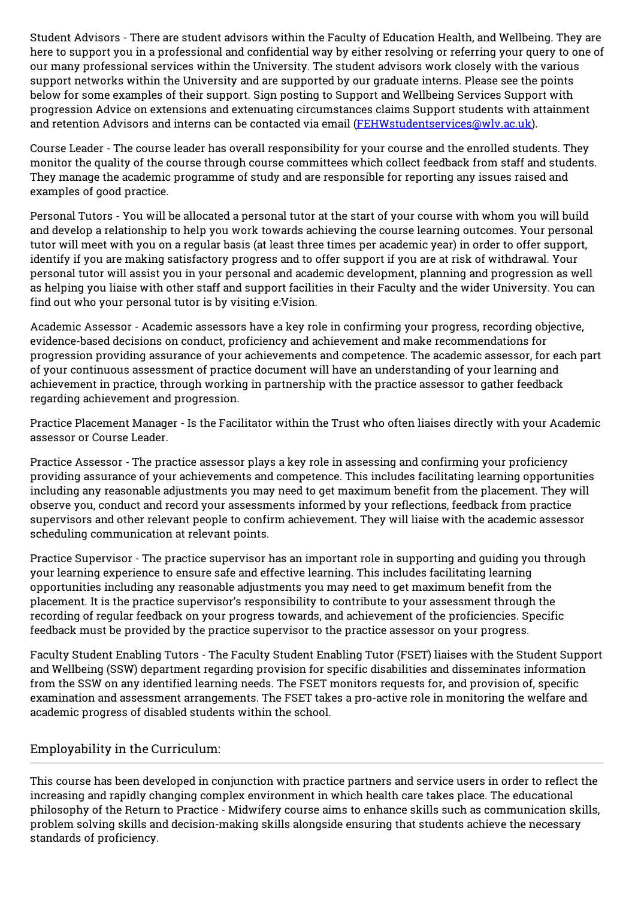Student Advisors - There are student advisors within the Faculty of Education Health, and Wellbeing. They are here to support you in a professional and confidential way by either resolving or referring your query to one of our many professional services within the University. The student advisors work closely with the various support networks within the University and are supported by our graduate interns. Please see the points below for some examples of their support. Sign posting to Support and Wellbeing Services Support with progression Advice on extensions and extenuating circumstances claims Support students with attainment and retention Advisors and interns can be contacted via email (FEHWstudentservices@wlv.ac.uk).

Course Leader - The course leader has overall responsibility for your course and the enrolled students. They monitor the quality of the course through course committees which collect feedback from staff and students. They manage the academic programme of study and are responsible for reporting any issues raised and examples of good practice.

Personal Tutors - You will be allocated a personal tutor at the start of your course with whom you will build and develop a relationship to help you work towards achieving the course learning outcomes. Your personal tutor will meet with you on a regular basis (at least three times per academic year) in order to offer support, identify if you are making satisfactory progress and to offer support if you are at risk of withdrawal. Your personal tutor will assist you in your personal and academic development, planning and progression as well as helping you liaise with other staff and support facilities in their Faculty and the wider University. You can find out who your personal tutor is by visiting e:Vision.

Academic Assessor - Academic assessors have a key role in confirming your progress, recording objective, evidence-based decisions on conduct, proficiency and achievement and make recommendations for progression providing assurance of your achievements and competence. The academic assessor, for each part of your continuous assessment of practice document will have an understanding of your learning and achievement in practice, through working in partnership with the practice assessor to gather feedback regarding achievement and progression.

Practice Placement Manager - Is the Facilitator within the Trust who often liaises directly with your Academic assessor or Course Leader.

Practice Assessor - The practice assessor plays a key role in assessing and confirming your proficiency providing assurance of your achievements and competence. This includes facilitating learning opportunities including any reasonable adjustments you may need to get maximum benefit from the placement. They will observe you, conduct and record your assessments informed by your reflections, feedback from practice supervisors and other relevant people to confirm achievement. They will liaise with the academic assessor scheduling communication at relevant points.

Practice Supervisor - The practice supervisor has an important role in supporting and guiding you through your learning experience to ensure safe and effective learning. This includes facilitating learning opportunities including any reasonable adjustments you may need to get maximum benefit from the placement. It is the practice supervisor's responsibility to contribute to your assessment through the recording of regular feedback on your progress towards, and achievement of the proficiencies. Specific feedback must be provided by the practice supervisor to the practice assessor on your progress.

Faculty Student Enabling Tutors - The Faculty Student Enabling Tutor (FSET) liaises with the Student Support and Wellbeing (SSW) department regarding provision for specific disabilities and disseminates information from the SSW on any identified learning needs. The FSET monitors requests for, and provision of, specific examination and assessment arrangements. The FSET takes a pro-active role in monitoring the welfare and academic progress of disabled students within the school.

## Employability in the Curriculum:

This course has been developed in conjunction with practice partners and service users in order to reflect the increasing and rapidly changing complex environment in which health care takes place. The educational philosophy of the Return to Practice - Midwifery course aims to enhance skills such as communication skills, problem solving skills and decision-making skills alongside ensuring that students achieve the necessary standards of proficiency.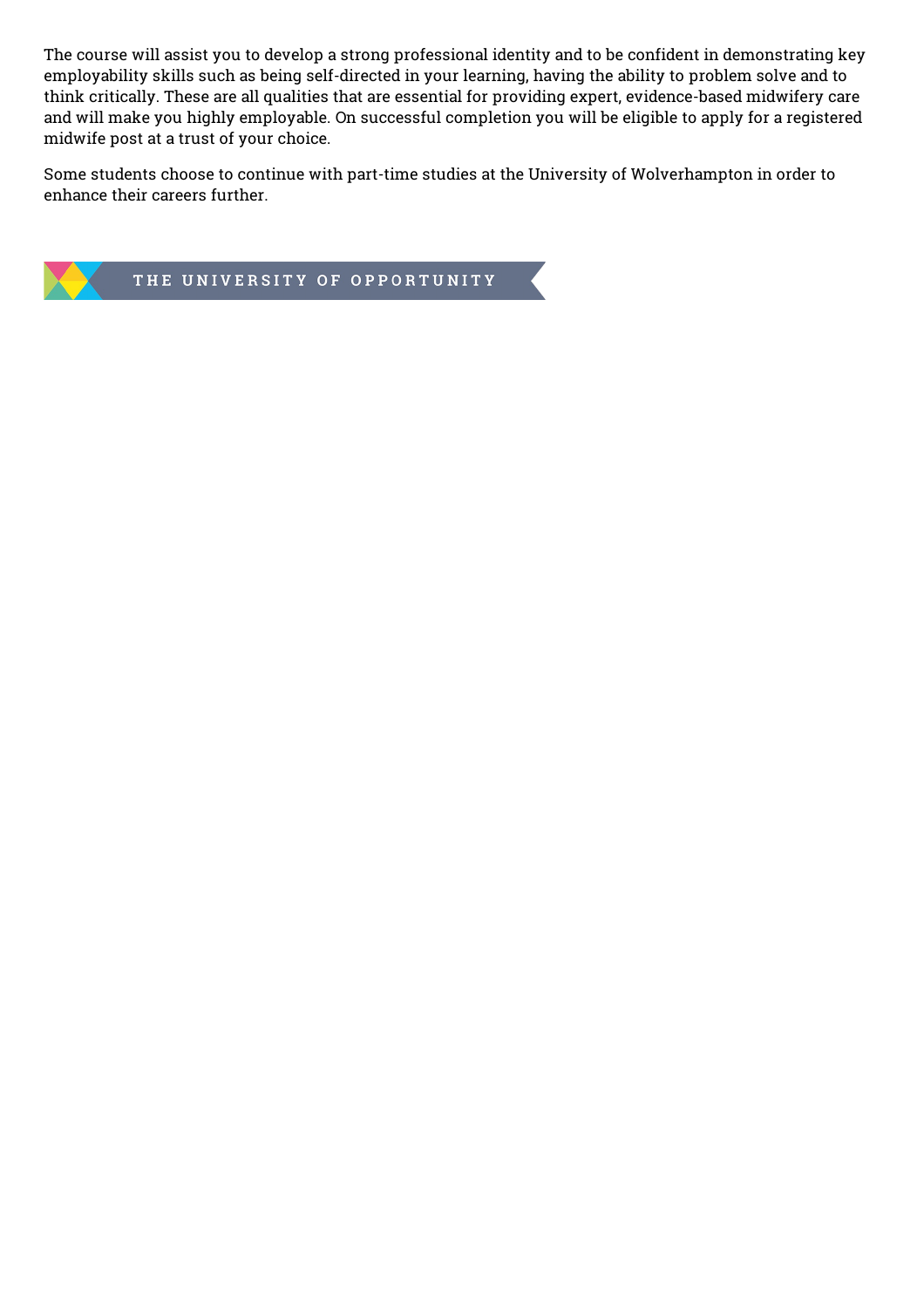The course will assist you to develop a strong professional identity and to be confident in demonstrating key employability skills such as being self-directed in your learning, having the ability to problem solve and to think critically. These are all qualities that are essential for providing expert, evidence-based midwifery care and will make you highly employable. On successful completion you will be eligible to apply for a registered midwife post at a trust of your choice.

Some students choose to continue with part-time studies at the University of Wolverhampton in order to enhance their careers further.

THE UNIVERSITY OF OPPORTUNITY